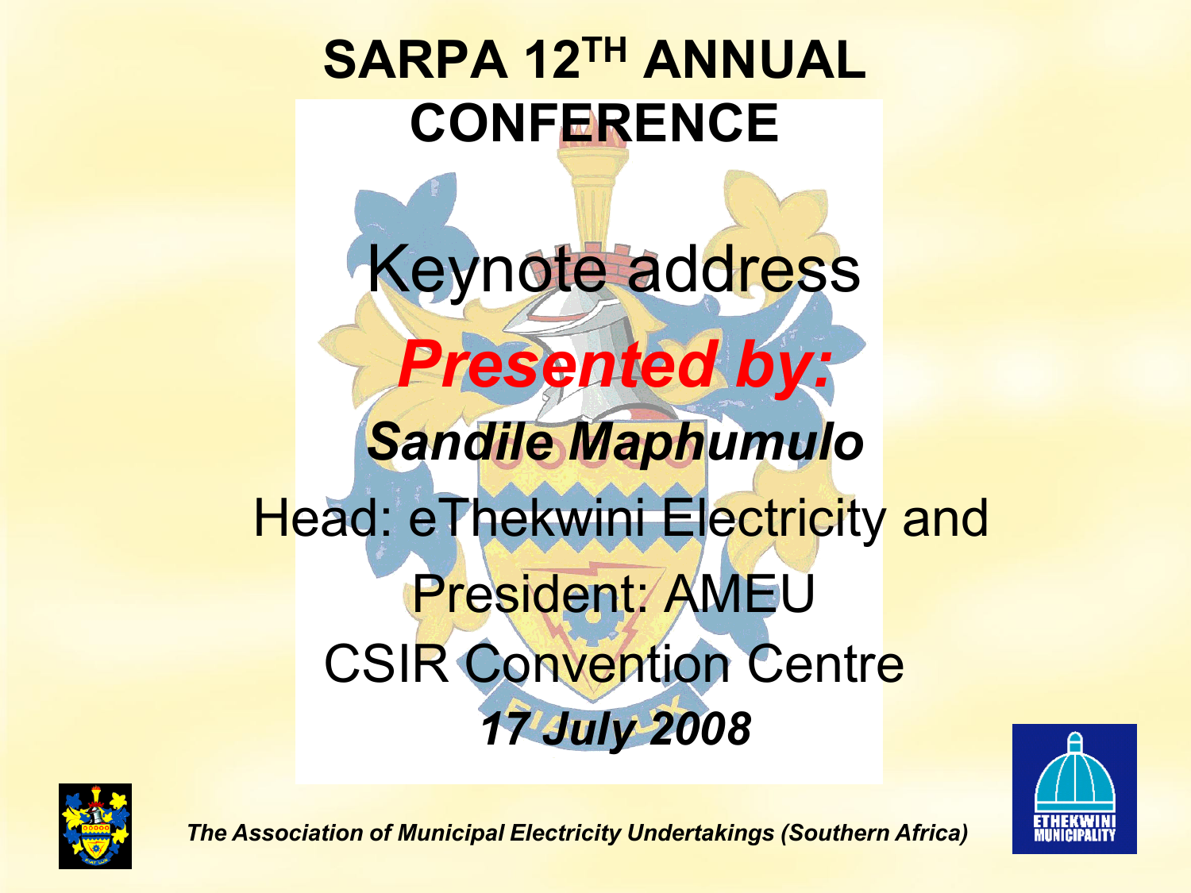# SARPA 12TH ANNUAL CONFERENCE

Keynote address

***Presented by:***

***Sandile Maphumulo***

Head: eThekwini Electricity and

President: AMEU

CSIR Convention Centre

***17 July 2008***

***The Association of Municipal Electricity Undertakings (Southern Africa)***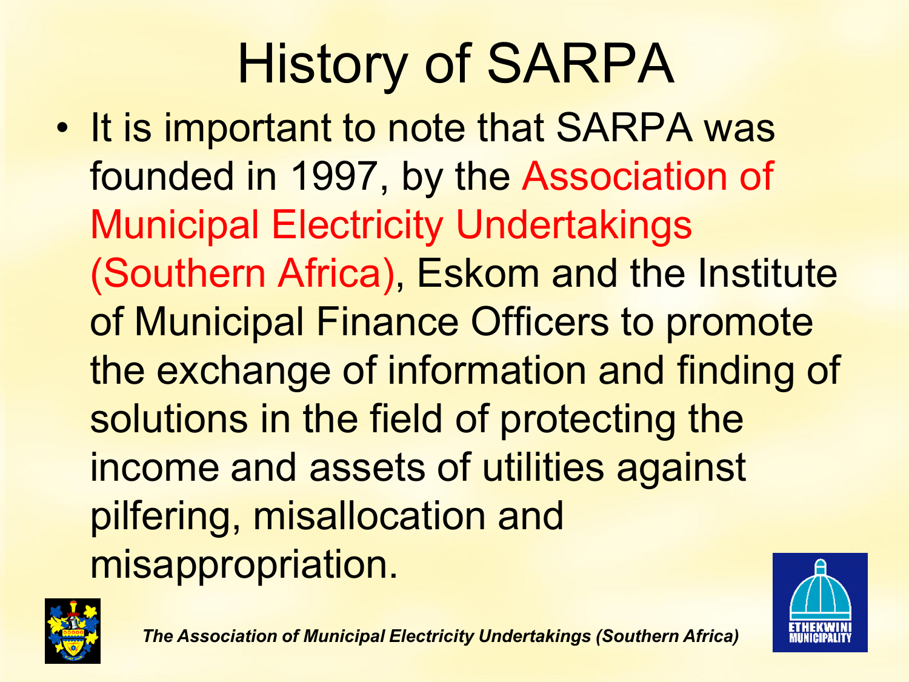# History of SARPA

- It is important to note that SARPA was founded in 1997, by the Association of Municipal Electricity Undertakings (Southern Africa), Eskom and the Institute of Municipal Finance Officers to promote the exchange of information and finding of solutions in the field of protecting the income and assets of utilities against pilfering, misallocation and misappropriation.

*The Association of Municipal Electricity Undertakings (Southern Africa)*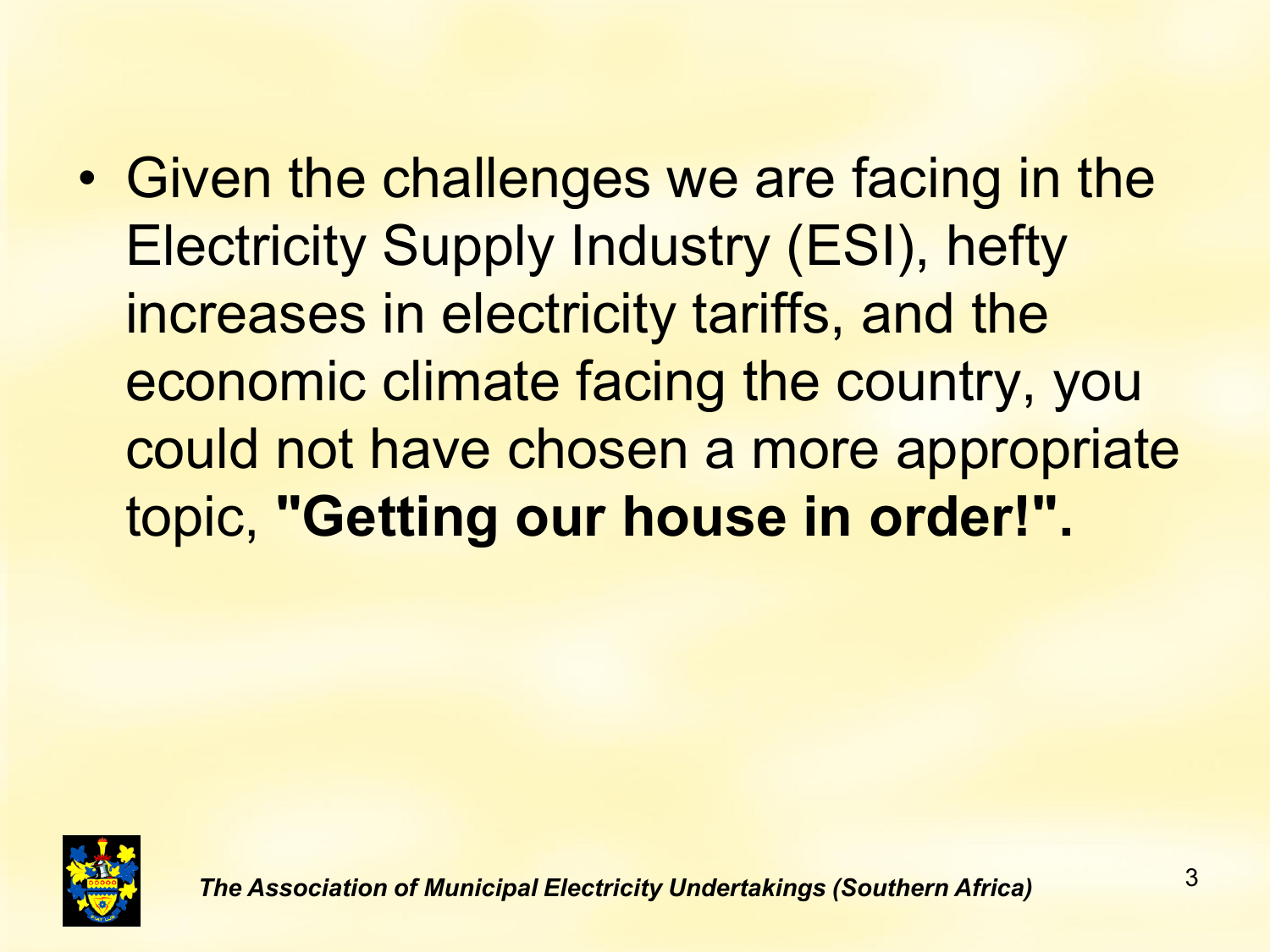- Given the challenges we are facing in the Electricity Supply Industry (ESI), hefty increases in electricity tariffs, and the economic climate facing the country, you could not have chosen a more appropriate topic, **"Getting our house in order!".**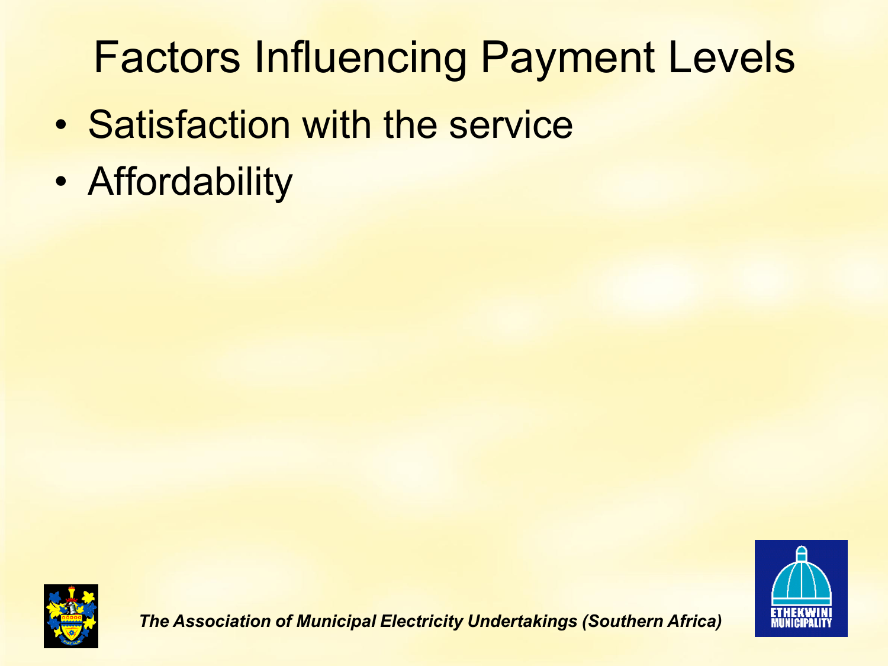# Factors Influencing Payment Levels

- Satisfaction with the service
- Affordability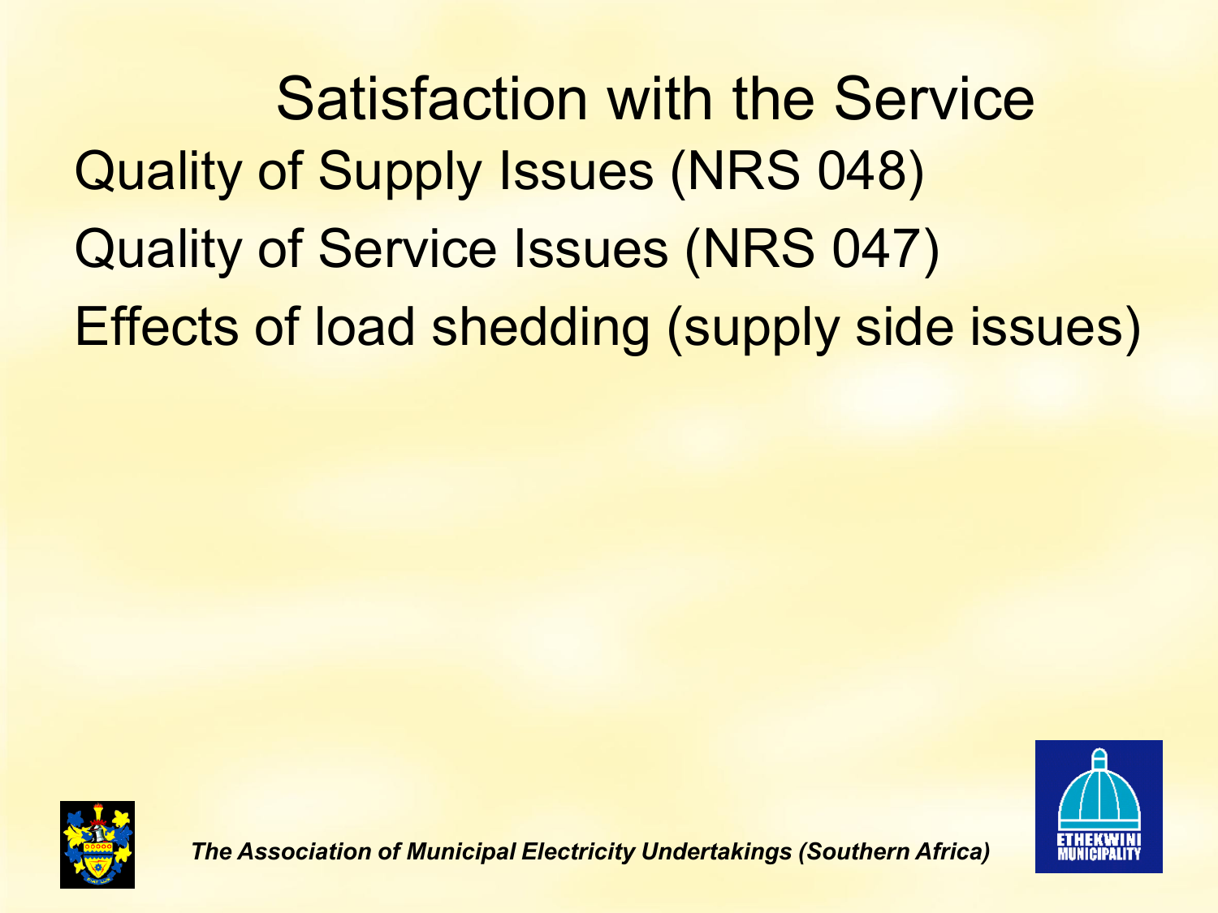# Satisfaction with the Service

Quality of Supply Issues (NRS 048)

Quality of Service Issues (NRS 047)

Effects of load shedding (supply side issues)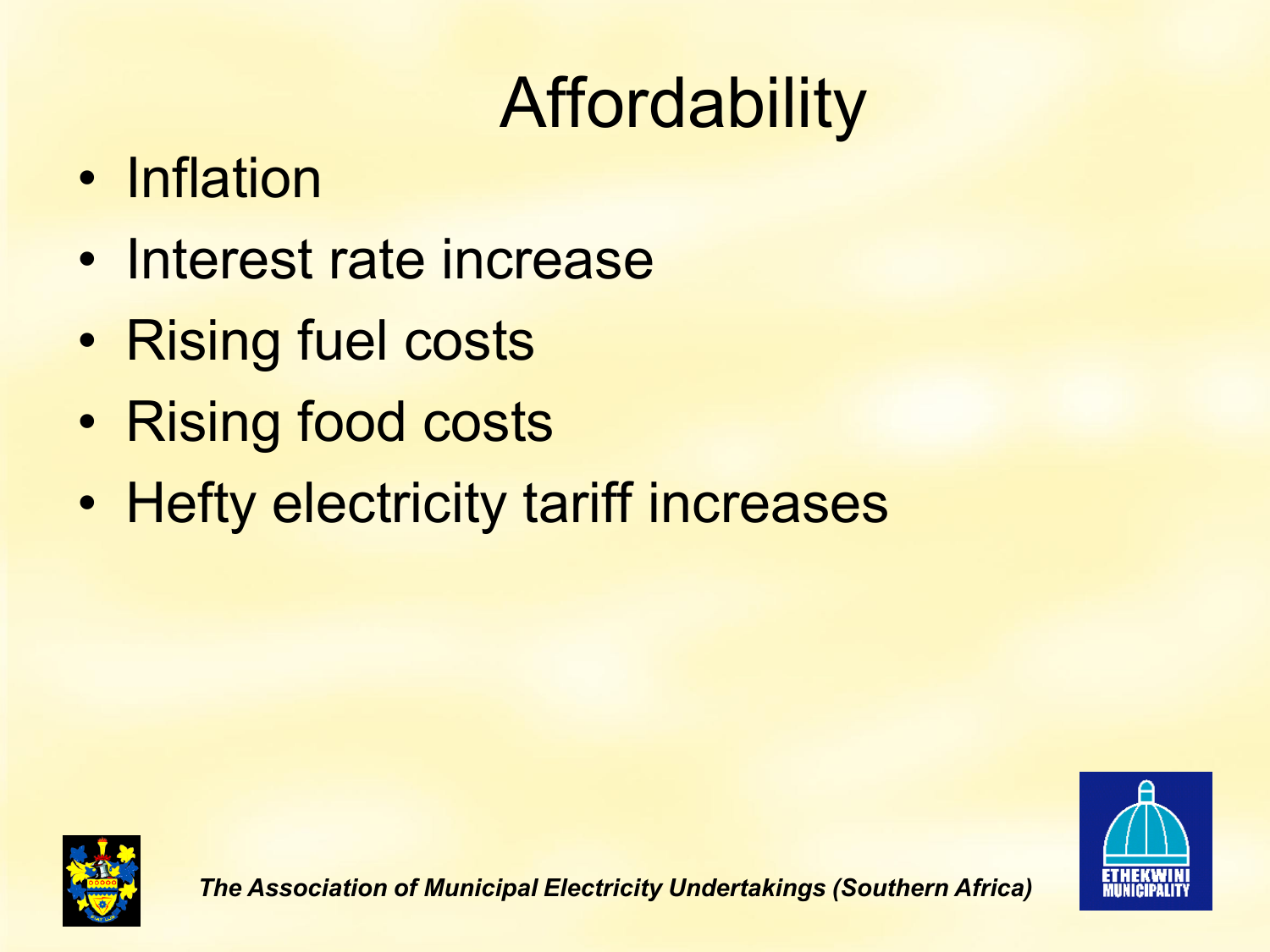# Affordability

- Inflation
- Interest rate increase
- Rising fuel costs
- Rising food costs
- Hefty electricity tariff increases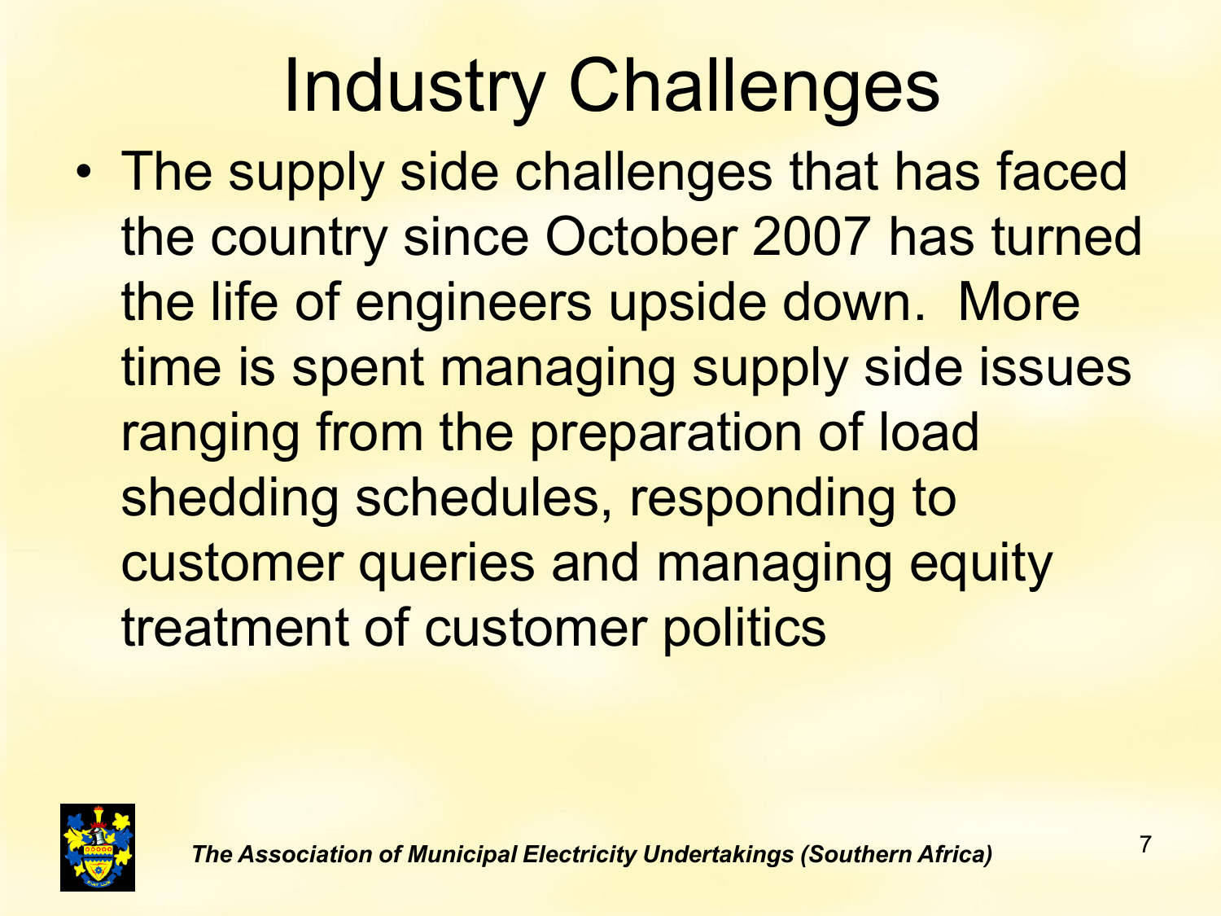# Industry Challenges

- The supply side challenges that has faced the country since October 2007 has turned the life of engineers upside down. More time is spent managing supply side issues ranging from the preparation of load shedding schedules, responding to customer queries and managing equity treatment of customer politics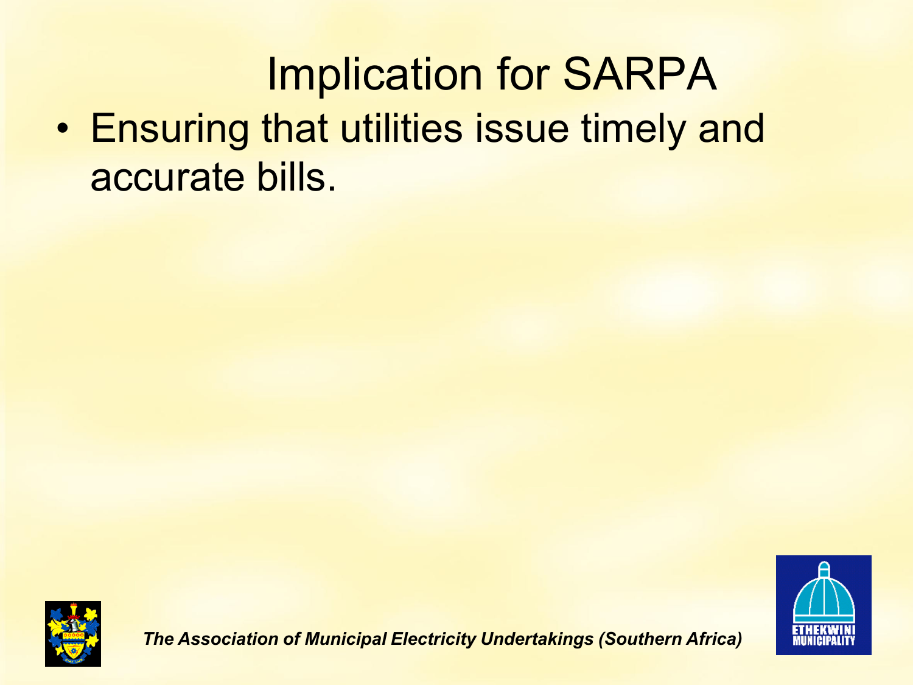# Implication for SARPA

- Ensuring that utilities issue timely and accurate bills.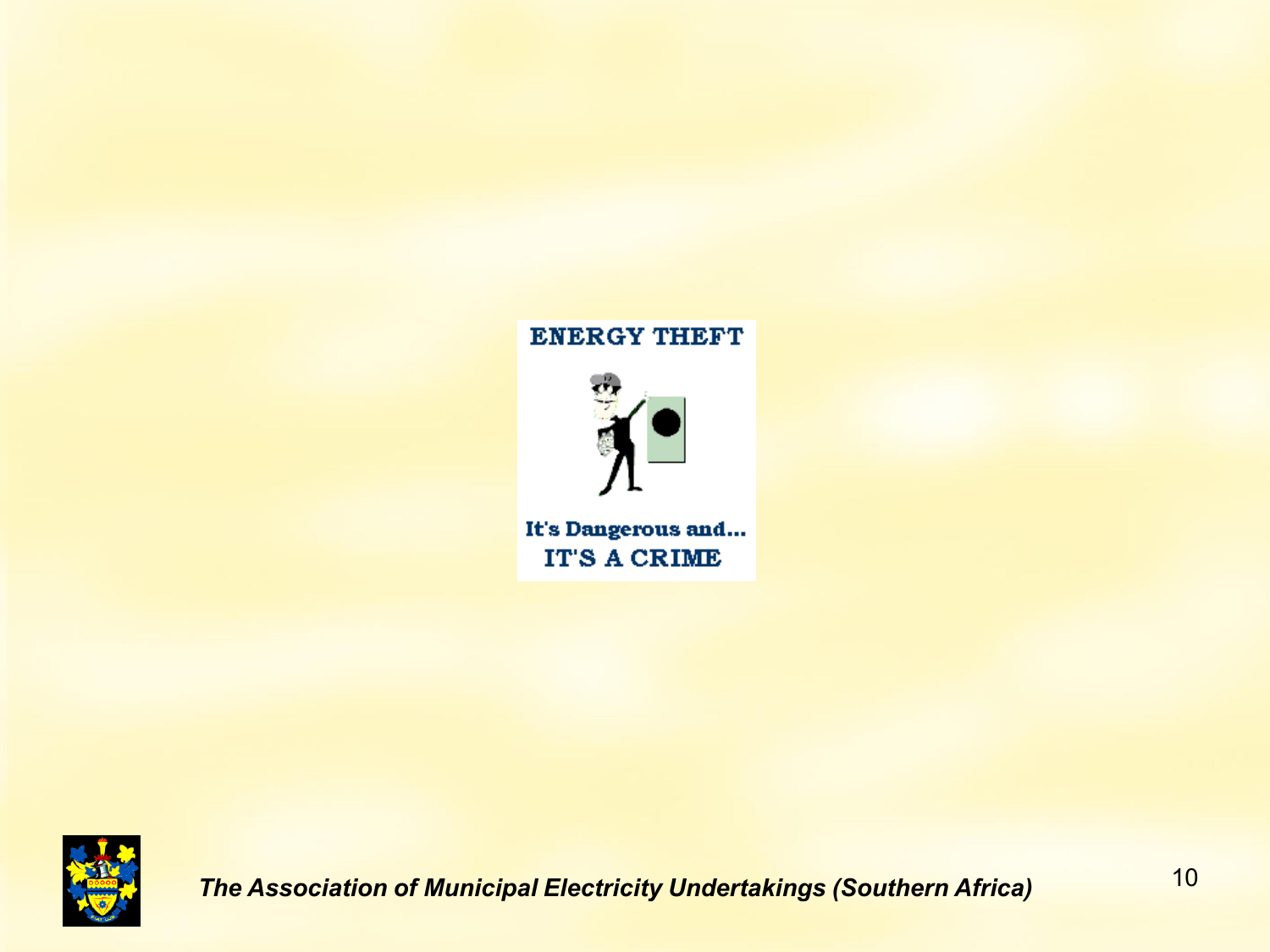ENERGY THEFT

It's Dangerous and...

IT'S A CRIME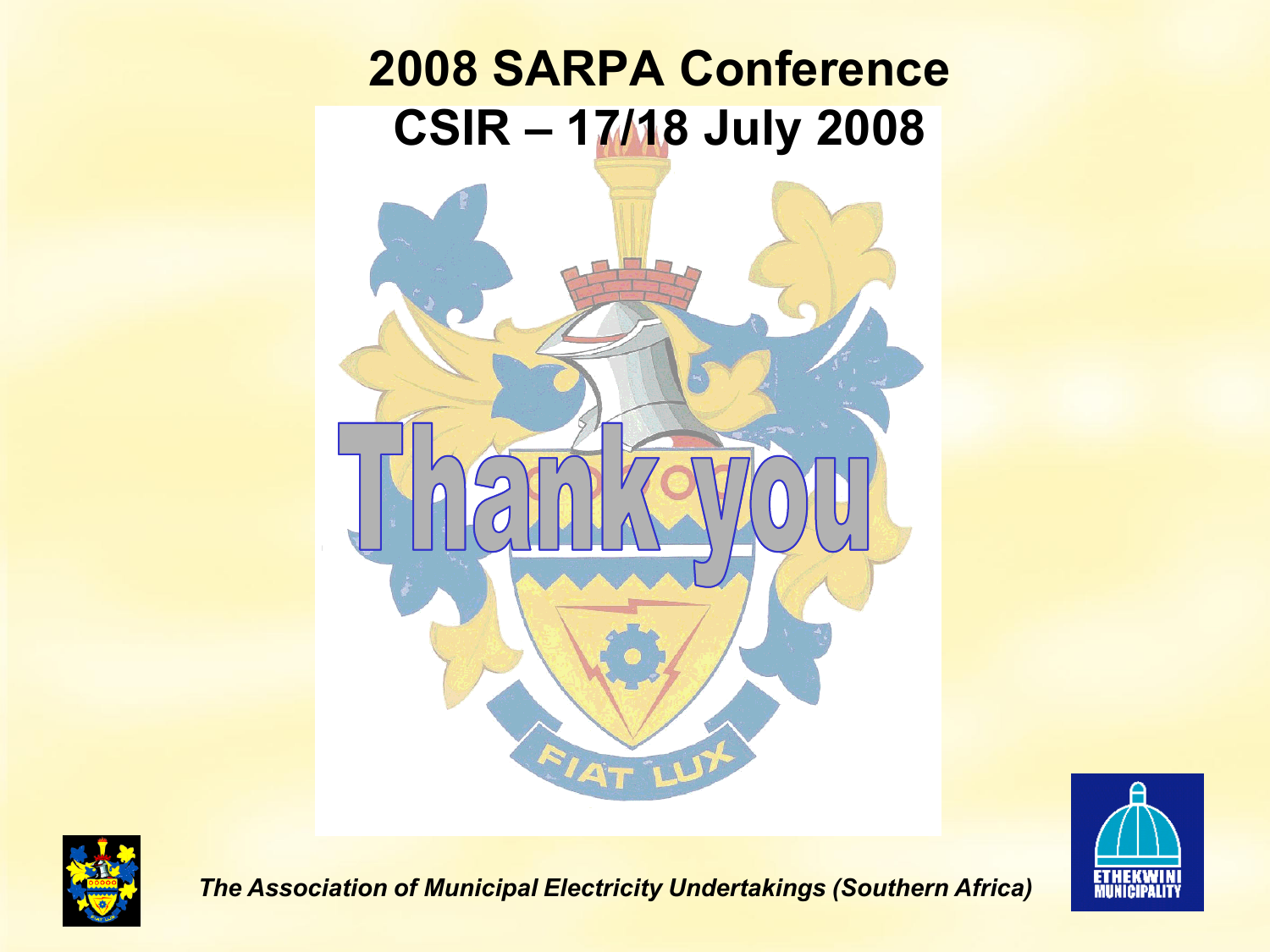# 2008 SARPA Conference
## CSIR – 17/18 July 2008

Thank you

FIAT LUX

*The Association of Municipal Electricity Undertakings (Southern Africa)*

ETHEKWINI MUNICIPALITY